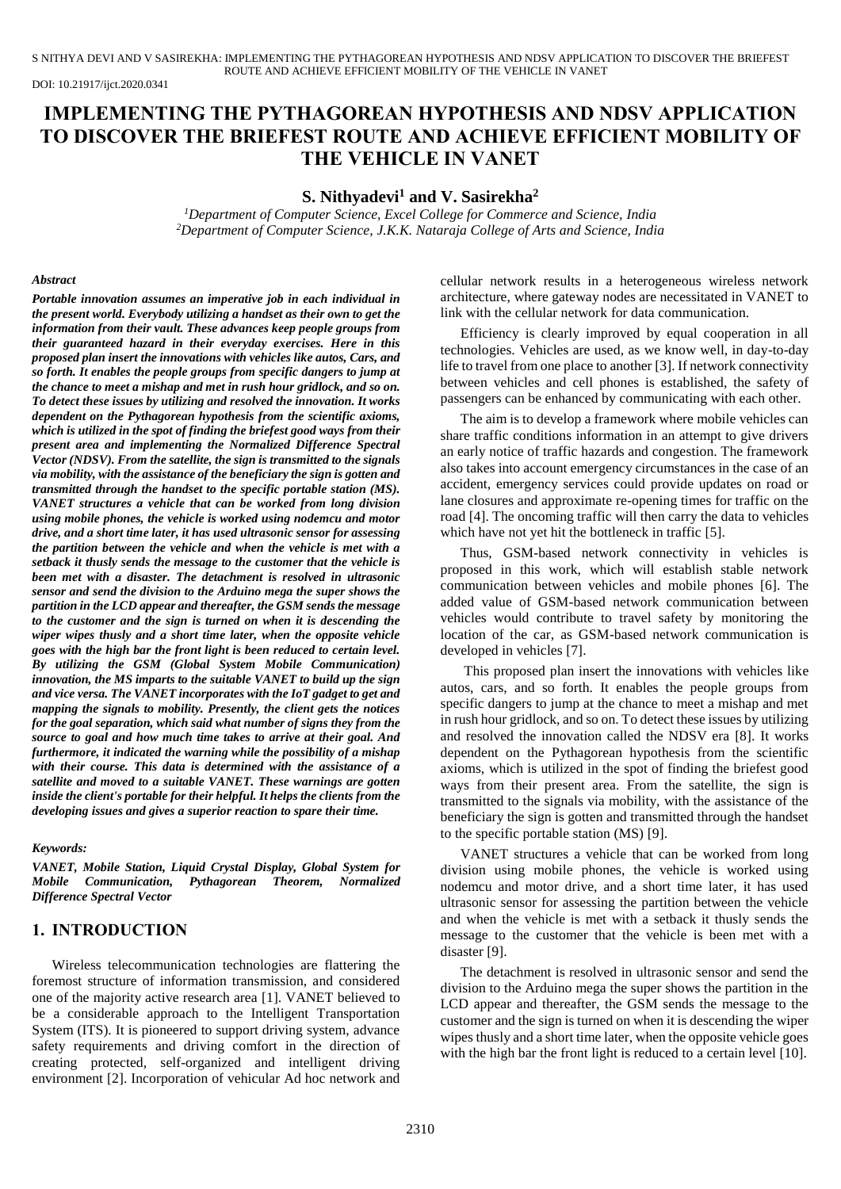DOI: 10.21917/ijct.2020.0341

# IMPLEMENTING THE PYTHAGOREAN HYPOTHESIS AND NDSV APPLICATION TO DISCOVER THE BRIEFEST ROUTE AND ACHIEVE EFFICIENT MOBILITY OF THE VEHICLE IN VANET

**S. Nithyadevi[1] and V. Sasirekha[2]**

*[1]Department of Computer Science, Excel College for Commerce and Science, India*
*[2]Department of Computer Science, J.K.K. Nataraja College of Arts and Science, India*

### *Abstract*

***Portable innovation assumes an imperative job in each individual in the present world. Everybody utilizing a handset as their own to get the information from their vault. These advances keep people groups from their guaranteed hazard in their everyday exercises. Here in this proposed plan insert the innovations with vehicles like autos, Cars, and so forth. It enables the people groups from specific dangers to jump at the chance to meet a mishap and met in rush hour gridlock, and so on. To detect these issues by utilizing and resolved the innovation. It works dependent on the Pythagorean hypothesis from the scientific axioms, which is utilized in the spot of finding the briefest good ways from their present area and implementing the Normalized Difference Spectral Vector (NDSV). From the satellite, the sign is transmitted to the signals via mobility, with the assistance of the beneficiary the sign is gotten and transmitted through the handset to the specific portable station (MS). VANET structures a vehicle that can be worked from long division using mobile phones, the vehicle is worked using nodemcu and motor drive, and a short time later, it has used ultrasonic sensor for assessing the partition between the vehicle and when the vehicle is met with a setback it thusly sends the message to the customer that the vehicle is been met with a disaster. The detachment is resolved in ultrasonic sensor and send the division to the Arduino mega the super shows the partition in the LCD appear and thereafter, the GSM sends the message to the customer and the sign is turned on when it is descending the wiper wipes thusly and a short time later, when the opposite vehicle goes with the high bar the front light is been reduced to certain level. By utilizing the GSM (Global System Mobile Communication) innovation, the MS imparts to the suitable VANET to build up the sign and vice versa. The VANET incorporates with the IoT gadget to get and mapping the signals to mobility. Presently, the client gets the notices for the goal separation, which said what number of signs they from the source to goal and how much time takes to arrive at their goal. And furthermore, it indicated the warning while the possibility of a mishap with their course. This data is determined with the assistance of a satellite and moved to a suitable VANET. These warnings are gotten inside the client's portable for their helpful. It helps the clients from the developing issues and gives a superior reaction to spare their time.***

### *Keywords:*

***VANET, Mobile Station, Liquid Crystal Display, Global System for Mobile Communication, Pythagorean Theorem, Normalized Difference Spectral Vector***

## 1. INTRODUCTION

Wireless telecommunication technologies are flattering the foremost structure of information transmission, and considered one of the majority active research area [1]. VANET believed to be a considerable approach to the Intelligent Transportation System (ITS). It is pioneered to support driving system, advance safety requirements and driving comfort in the direction of creating protected, self-organized and intelligent driving environment [2]. Incorporation of vehicular Ad hoc network and cellular network results in a heterogeneous wireless network architecture, where gateway nodes are necessitated in VANET to link with the cellular network for data communication.

Efficiency is clearly improved by equal cooperation in all technologies. Vehicles are used, as we know well, in day-to-day life to travel from one place to another [3]. If network connectivity between vehicles and cell phones is established, the safety of passengers can be enhanced by communicating with each other.

The aim is to develop a framework where mobile vehicles can share traffic conditions information in an attempt to give drivers an early notice of traffic hazards and congestion. The framework also takes into account emergency circumstances in the case of an accident, emergency services could provide updates on road or lane closures and approximate re-opening times for traffic on the road [4]. The oncoming traffic will then carry the data to vehicles which have not yet hit the bottleneck in traffic [5].

Thus, GSM-based network connectivity in vehicles is proposed in this work, which will establish stable network communication between vehicles and mobile phones [6]. The added value of GSM-based network communication between vehicles would contribute to travel safety by monitoring the location of the car, as GSM-based network communication is developed in vehicles [7].

This proposed plan insert the innovations with vehicles like autos, cars, and so forth. It enables the people groups from specific dangers to jump at the chance to meet a mishap and met in rush hour gridlock, and so on. To detect these issues by utilizing and resolved the innovation called the NDSV era [8]. It works dependent on the Pythagorean hypothesis from the scientific axioms, which is utilized in the spot of finding the briefest good ways from their present area. From the satellite, the sign is transmitted to the signals via mobility, with the assistance of the beneficiary the sign is gotten and transmitted through the handset to the specific portable station (MS) [9].

VANET structures a vehicle that can be worked from long division using mobile phones, the vehicle is worked using nodemcu and motor drive, and a short time later, it has used ultrasonic sensor for assessing the partition between the vehicle and when the vehicle is met with a setback it thusly sends the message to the customer that the vehicle is been met with a disaster [9].

The detachment is resolved in ultrasonic sensor and send the division to the Arduino mega the super shows the partition in the LCD appear and thereafter, the GSM sends the message to the customer and the sign is turned on when it is descending the wiper wipes thusly and a short time later, when the opposite vehicle goes with the high bar the front light is reduced to a certain level [10].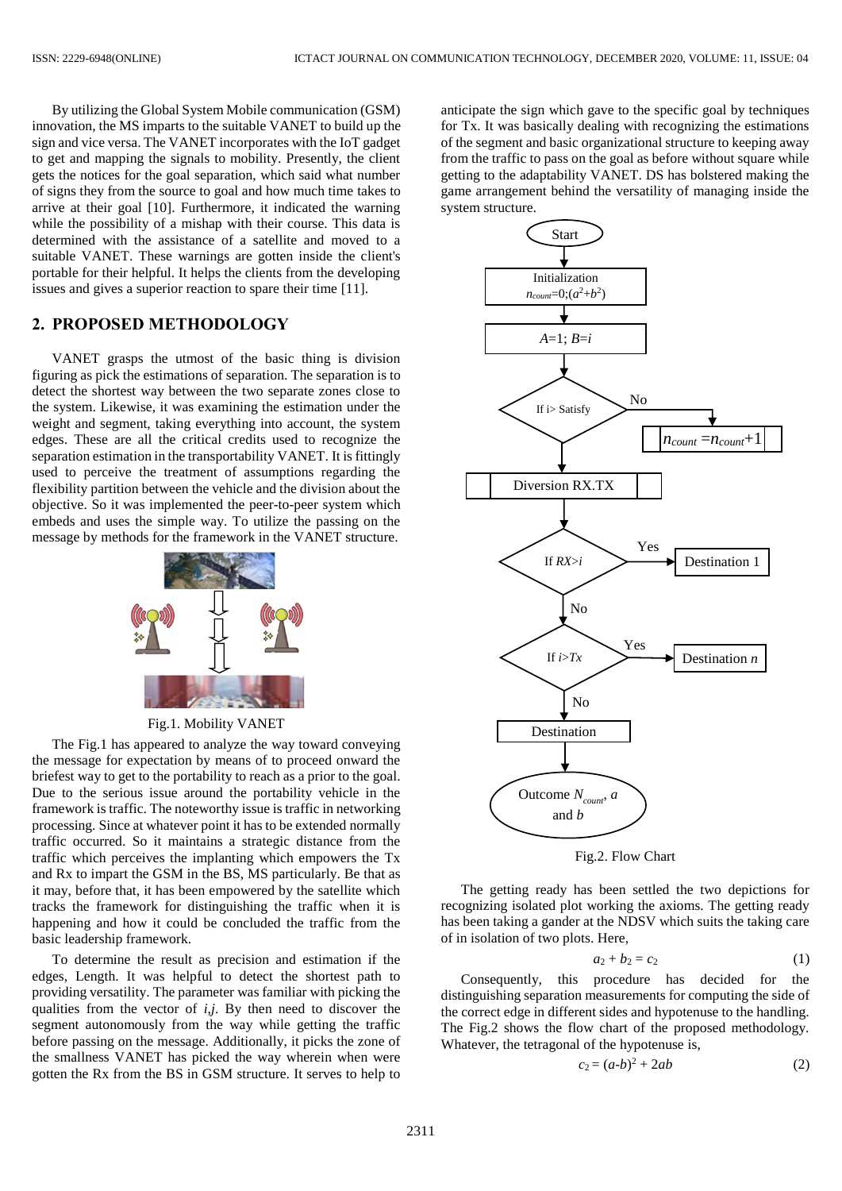By utilizing the Global System Mobile communication (GSM) innovation, the MS imparts to the suitable VANET to build up the sign and vice versa. The VANET incorporates with the IoT gadget to get and mapping the signals to mobility. Presently, the client gets the notices for the goal separation, which said what number of signs they from the source to goal and how much time takes to arrive at their goal [10]. Furthermore, it indicated the warning while the possibility of a mishap with their course. This data is determined with the assistance of a satellite and moved to a suitable VANET. These warnings are gotten inside the client's portable for their helpful. It helps the clients from the developing issues and gives a superior reaction to spare their time [11].

## 2. PROPOSED METHODOLOGY

VANET grasps the utmost of the basic thing is division figuring as pick the estimations of separation. The separation is to detect the shortest way between the two separate zones close to the system. Likewise, it was examining the estimation under the weight and segment, taking everything into account, the system edges. These are all the critical credits used to recognize the separation estimation in the transportability VANET. It is fittingly used to perceive the treatment of assumptions regarding the flexibility partition between the vehicle and the division about the objective. So it was implemented the peer-to-peer system which embeds and uses the simple way. To utilize the passing on the message by methods for the framework in the VANET structure.

Fig.1. Mobility VANET

The Fig.1 has appeared to analyze the way toward conveying the message for expectation by means of to proceed onward the briefest way to get to the portability to reach as a prior to the goal. Due to the serious issue around the portability vehicle in the framework is traffic. The noteworthy issue is traffic in networking processing. Since at whatever point it has to be extended normally traffic occurred. So it maintains a strategic distance from the traffic which perceives the implanting which empowers the Tx and Rx to impart the GSM in the BS, MS particularly. Be that as it may, before that, it has been empowered by the satellite which tracks the framework for distinguishing the traffic when it is happening and how it could be concluded the traffic from the basic leadership framework.

To determine the result as precision and estimation if the edges, Length. It was helpful to detect the shortest path to providing versatility. The parameter was familiar with picking the qualities from the vector of $i,j$. By then need to discover the segment autonomously from the way while getting the traffic before passing on the message. Additionally, it picks the zone of the smallness VANET has picked the way wherein when were gotten the Rx from the BS in GSM structure. It serves to help to anticipate the sign which gave to the specific goal by techniques for Tx. It was basically dealing with recognizing the estimations of the segment and basic organizational structure to keeping away from the traffic to pass on the goal as before without square while getting to the adaptability VANET. DS has bolstered making the game arrangement behind the versatility of managing inside the system structure.

Start → Initialization $n_{count}=0;(a^2+b^2)$ → $A=1$; $B=i$ → If i> Satisfy (No → $n_{count}=n_{count}+1$) → Diversion RX.TX → If $RX>i$ (Yes → Destination 1; No ↓) → If $i>Tx$ (Yes → Destination $n$; No ↓) → Destination → Outcome $N_{count}$, $a$ and $b$

Fig.2. Flow Chart

The getting ready has been settled the two depictions for recognizing isolated plot working the axioms. The getting ready has been taking a gander at the NDSV which suits the taking care of in isolation of two plots. Here,

$$a_2 + b_2 = c_2 \tag{1}$$

Consequently, this procedure has decided for the distinguishing separation measurements for computing the side of the correct edge in different sides and hypotenuse to the handling. The Fig.2 shows the flow chart of the proposed methodology. Whatever, the tetragonal of the hypotenuse is,

$$c_2 = (a-b)^2 + 2ab \tag{2}$$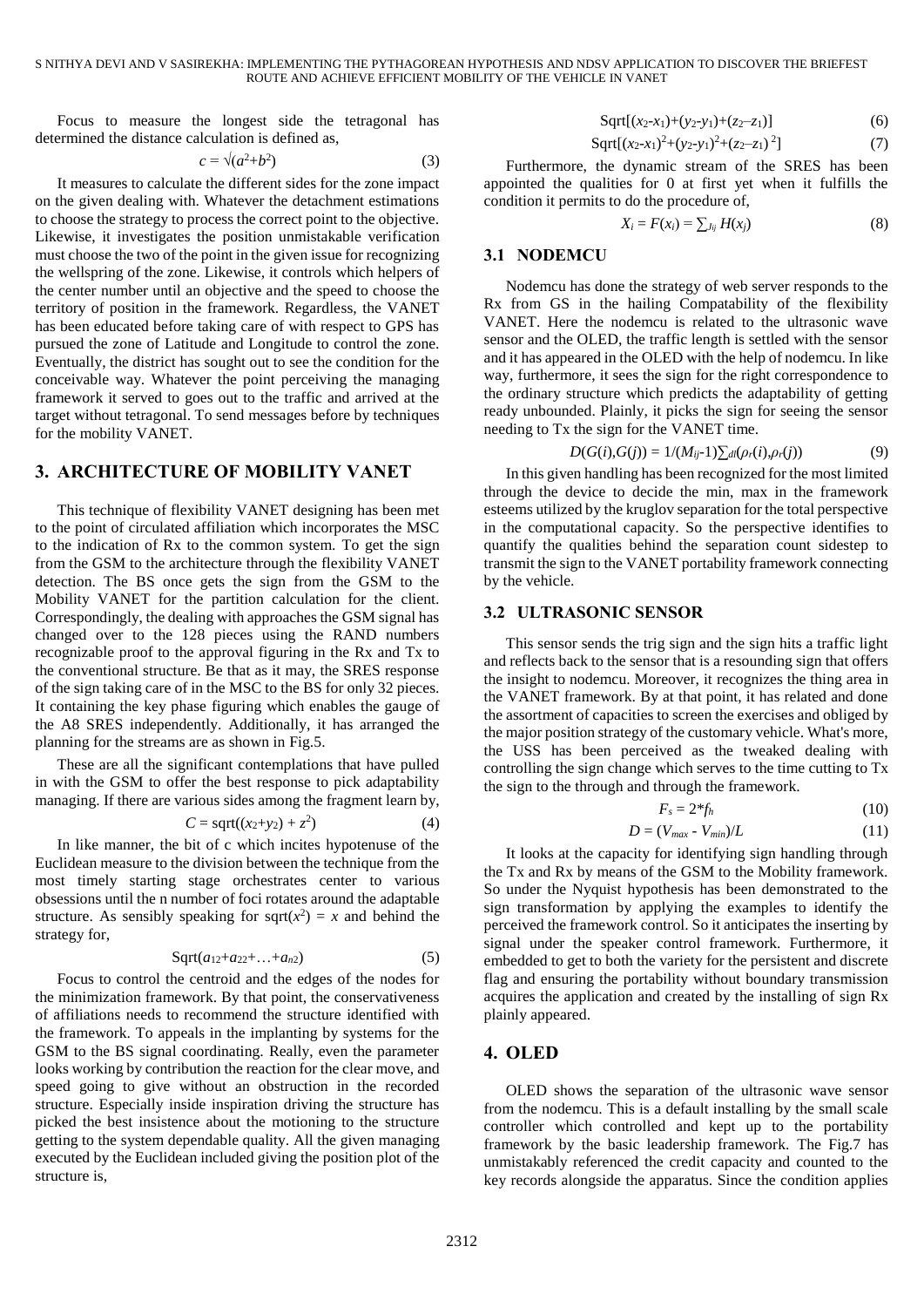Focus to measure the longest side the tetragonal has determined the distance calculation is defined as,

$$c = \sqrt{(a^2+b^2)} \tag{3}$$

It measures to calculate the different sides for the zone impact on the given dealing with. Whatever the detachment estimations to choose the strategy to process the correct point to the objective. Likewise, it investigates the position unmistakable verification must choose the two of the point in the given issue for recognizing the wellspring of the zone. Likewise, it controls which helpers of the center number until an objective and the speed to choose the territory of position in the framework. Regardless, the VANET has been educated before taking care of with respect to GPS has pursued the zone of Latitude and Longitude to control the zone. Eventually, the district has sought out to see the condition for the conceivable way. Whatever the point perceiving the managing framework it served to goes out to the traffic and arrived at the target without tetragonal. To send messages before by techniques for the mobility VANET.

## 3. ARCHITECTURE OF MOBILITY VANET

This technique of flexibility VANET designing has been met to the point of circulated affiliation which incorporates the MSC to the indication of Rx to the common system. To get the sign from the GSM to the architecture through the flexibility VANET detection. The BS once gets the sign from the GSM to the Mobility VANET for the partition calculation for the client. Correspondingly, the dealing with approaches the GSM signal has changed over to the 128 pieces using the RAND numbers recognizable proof to the approval figuring in the Rx and Tx to the conventional structure. Be that as it may, the SRES response of the sign taking care of in the MSC to the BS for only 32 pieces. It containing the key phase figuring which enables the gauge of the A8 SRES independently. Additionally, it has arranged the planning for the streams are as shown in Fig.5.

These are all the significant contemplations that have pulled in with the GSM to offer the best response to pick adaptability managing. If there are various sides among the fragment learn by,

$$C = \text{sqrt}((x_2+y_2) + z^2) \tag{4}$$

In like manner, the bit of c which incites hypotenuse of the Euclidean measure to the division between the technique from the most timely starting stage orchestrates center to various obsessions until the n number of foci rotates around the adaptable structure. As sensibly speaking for $\text{sqrt}(x^2) = x$ and behind the strategy for,

$$\text{Sqrt}(a_{12}+a_{22}+\ldots+a_{n2}) \tag{5}$$

Focus to control the centroid and the edges of the nodes for the minimization framework. By that point, the conservativeness of affiliations needs to recommend the structure identified with the framework. To appeals in the implanting by systems for the GSM to the BS signal coordinating. Really, even the parameter looks working by contribution the reaction for the clear move, and speed going to give without an obstruction in the recorded structure. Especially inside inspiration driving the structure has picked the best insistence about the motioning to the structure getting to the system dependable quality. All the given managing executed by the Euclidean included giving the position plot of the structure is,

$$\text{Sqrt}[(x_2\text{-}x_1)+(y_2\text{-}y_1)+(z_2\text{–}z_1)] \tag{6}$$

$$\text{Sqrt}[(x_2\text{-}x_1)^2+(y_2\text{-}y_1)^2+(z_2\text{–}z_1)^2] \tag{7}$$

Furthermore, the dynamic stream of the SRES has been appointed the qualities for 0 at first yet when it fulfills the condition it permits to do the procedure of,

$$X_i = F(x_i) = \sum_{Jij} H(x_j) \tag{8}$$

### 3.1 NODEMCU

Nodemcu has done the strategy of web server responds to the Rx from GS in the hailing Compatability of the flexibility VANET. Here the nodemcu is related to the ultrasonic wave sensor and the OLED, the traffic length is settled with the sensor and it has appeared in the OLED with the help of nodemcu. In like way, furthermore, it sees the sign for the right correspondence to the ordinary structure which predicts the adaptability of getting ready unbounded. Plainly, it picks the sign for seeing the sensor needing to Tx the sign for the VANET time.

$$D(G(i),G(j)) = 1/(M_{ij}\text{-}1)\sum_{dl}(\rho_r(i),\rho_r(j)) \tag{9}$$

In this given handling has been recognized for the most limited through the device to decide the min, max in the framework esteems utilized by the kruglov separation for the total perspective in the computational capacity. So the perspective identifies to quantify the qualities behind the separation count sidestep to transmit the sign to the VANET portability framework connecting by the vehicle.

### 3.2 ULTRASONIC SENSOR

This sensor sends the trig sign and the sign hits a traffic light and reflects back to the sensor that is a resounding sign that offers the insight to nodemcu. Moreover, it recognizes the thing area in the VANET framework. By at that point, it has related and done the assortment of capacities to screen the exercises and obliged by the major position strategy of the customary vehicle. What's more, the USS has been perceived as the tweaked dealing with controlling the sign change which serves to the time cutting to Tx the sign to the through and through the framework.

$$F_s = 2{*}f_h \tag{10}$$

$$D = (V_{max} - V_{min})/L \tag{11}$$

It looks at the capacity for identifying sign handling through the Tx and Rx by means of the GSM to the Mobility framework. So under the Nyquist hypothesis has been demonstrated to the sign transformation by applying the examples to identify the perceived the framework control. So it anticipates the inserting by signal under the speaker control framework. Furthermore, it embedded to get to both the variety for the persistent and discrete flag and ensuring the portability without boundary transmission acquires the application and created by the installing of sign Rx plainly appeared.

## 4. OLED

OLED shows the separation of the ultrasonic wave sensor from the nodemcu. This is a default installing by the small scale controller which controlled and kept up to the portability framework by the basic leadership framework. The Fig.7 has unmistakably referenced the credit capacity and counted to the key records alongside the apparatus. Since the condition applies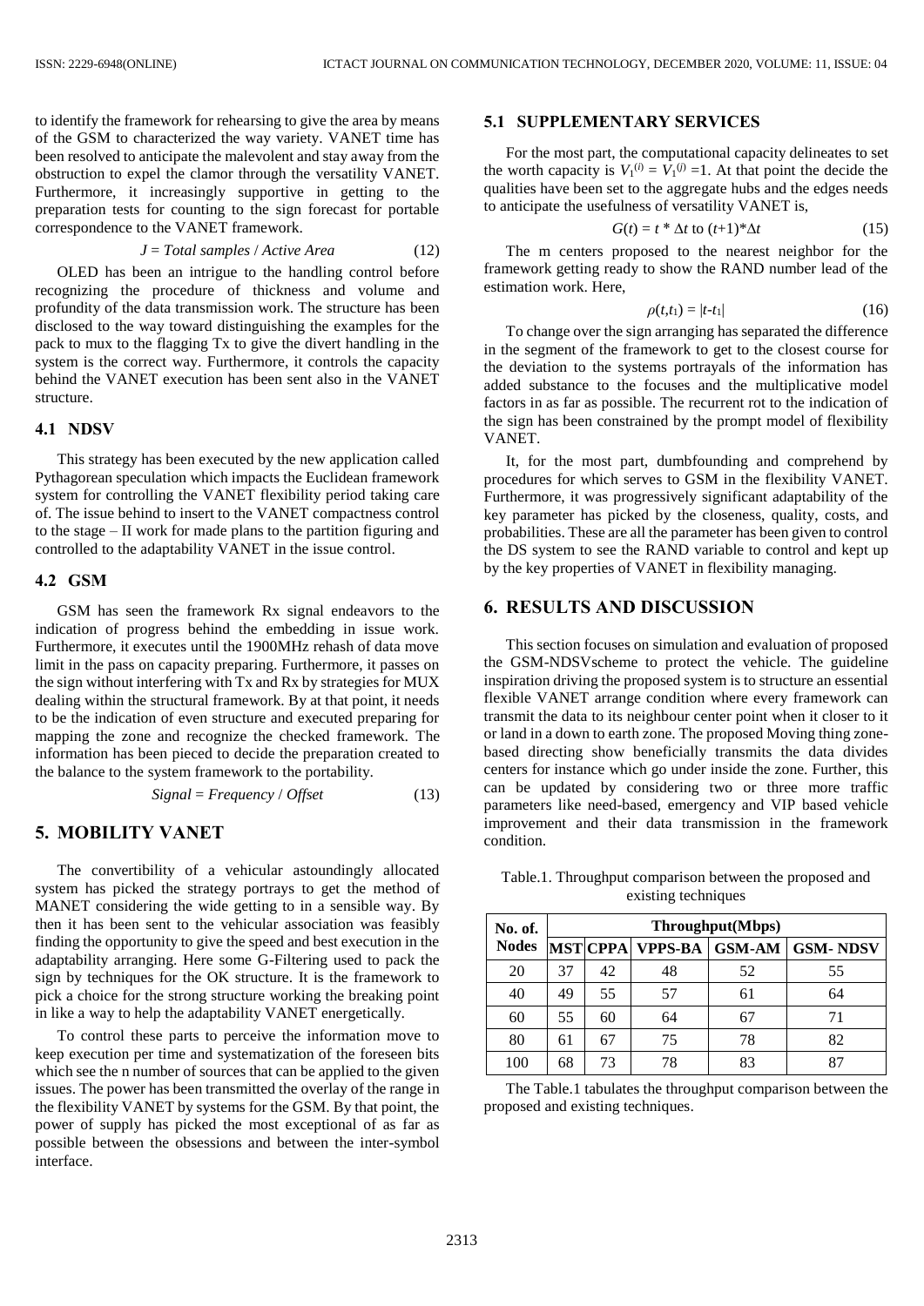to identify the framework for rehearsing to give the area by means of the GSM to characterized the way variety. VANET time has been resolved to anticipate the malevolent and stay away from the obstruction to expel the clamor through the versatility VANET. Furthermore, it increasingly supportive in getting to the preparation tests for counting to the sign forecast for portable correspondence to the VANET framework.

$$J = \textit{Total samples} / \textit{Active Area} \tag{12}$$

OLED has been an intrigue to the handling control before recognizing the procedure of thickness and volume and profundity of the data transmission work. The structure has been disclosed to the way toward distinguishing the examples for the pack to mux to the flagging Tx to give the divert handling in the system is the correct way. Furthermore, it controls the capacity behind the VANET execution has been sent also in the VANET structure.

### 4.1 NDSV

This strategy has been executed by the new application called Pythagorean speculation which impacts the Euclidean framework system for controlling the VANET flexibility period taking care of. The issue behind to insert to the VANET compactness control to the stage – II work for made plans to the partition figuring and controlled to the adaptability VANET in the issue control.

### 4.2 GSM

GSM has seen the framework Rx signal endeavors to the indication of progress behind the embedding in issue work. Furthermore, it executes until the 1900MHz rehash of data move limit in the pass on capacity preparing. Furthermore, it passes on the sign without interfering with Tx and Rx by strategies for MUX dealing within the structural framework. By at that point, it needs to be the indication of even structure and executed preparing for mapping the zone and recognize the checked framework. The information has been pieced to decide the preparation created to the balance to the system framework to the portability.

$$\textit{Signal} = \textit{Frequency} / \textit{Offset} \tag{13}$$

## 5. MOBILITY VANET

The convertibility of a vehicular astoundingly allocated system has picked the strategy portrays to get the method of MANET considering the wide getting to in a sensible way. By then it has been sent to the vehicular association was feasibly finding the opportunity to give the speed and best execution in the adaptability arranging. Here some G-Filtering used to pack the sign by techniques for the OK structure. It is the framework to pick a choice for the strong structure working the breaking point in like a way to help the adaptability VANET energetically.

To control these parts to perceive the information move to keep execution per time and systematization of the foreseen bits which see the n number of sources that can be applied to the given issues. The power has been transmitted the overlay of the range in the flexibility VANET by systems for the GSM. By that point, the power of supply has picked the most exceptional of as far as possible between the obsessions and between the inter-symbol interface.

### 5.1 SUPPLEMENTARY SERVICES

For the most part, the computational capacity delineates to set the worth capacity is $V_1^{(i)} = V_1^{(j)} = 1$. At that point the decide the qualities have been set to the aggregate hubs and the edges needs to anticipate the usefulness of versatility VANET is,

$$G(t) = t * \Delta t \text{ to } (t+1)*\Delta t \tag{15}$$

The m centers proposed to the nearest neighbor for the framework getting ready to show the RAND number lead of the estimation work. Here,

$$\rho(t,t_1) = |t-t_1| \tag{16}$$

To change over the sign arranging has separated the difference in the segment of the framework to get to the closest course for the deviation to the systems portrayals of the information has added substance to the focuses and the multiplicative model factors in as far as possible. The recurrent rot to the indication of the sign has been constrained by the prompt model of flexibility VANET.

It, for the most part, dumbfounding and comprehend by procedures for which serves to GSM in the flexibility VANET. Furthermore, it was progressively significant adaptability of the key parameter has picked by the closeness, quality, costs, and probabilities. These are all the parameter has been given to control the DS system to see the RAND variable to control and kept up by the key properties of VANET in flexibility managing.

## 6. RESULTS AND DISCUSSION

This section focuses on simulation and evaluation of proposed the GSM-NDSVscheme to protect the vehicle. The guideline inspiration driving the proposed system is to structure an essential flexible VANET arrange condition where every framework can transmit the data to its neighbour center point when it closer to it or land in a down to earth zone. The proposed Moving thing zone-based directing show beneficially transmits the data divides centers for instance which go under inside the zone. Further, this can be updated by considering two or three more traffic parameters like need-based, emergency and VIP based vehicle improvement and their data transmission in the framework condition.

Table.1. Throughput comparison between the proposed and existing techniques

| No. of. Nodes | Throughput(Mbps) | | | | |
|---|---|---|---|---|---|
| | MST | CPPA | VPPS-BA | GSM-AM | GSM- NDSV |
| 20 | 37 | 42 | 48 | 52 | 55 |
| 40 | 49 | 55 | 57 | 61 | 64 |
| 60 | 55 | 60 | 64 | 67 | 71 |
| 80 | 61 | 67 | 75 | 78 | 82 |
| 100 | 68 | 73 | 78 | 83 | 87 |

The Table.1 tabulates the throughput comparison between the proposed and existing techniques.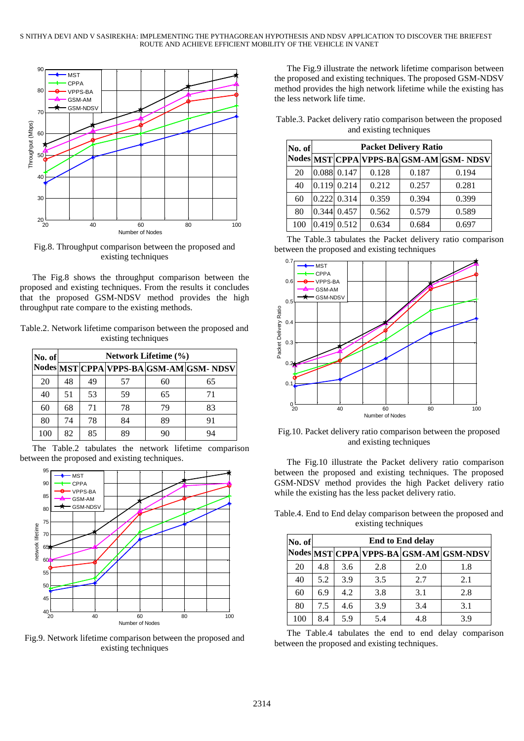Fig.8. Throughput comparison between the proposed and existing techniques

The Fig.8 shows the throughput comparison between the proposed and existing techniques. From the results it concludes that the proposed GSM-NDSV method provides the high throughput rate compare to the existing methods.

Table.2. Network lifetime comparison between the proposed and existing techniques

| No. of Nodes | Network Lifetime (%) | | | | |
|---|---|---|---|---|---|
| | MST | CPPA | VPPS-BA | GSM-AM | GSM- NDSV |
| 20 | 48 | 49 | 57 | 60 | 65 |
| 40 | 51 | 53 | 59 | 65 | 71 |
| 60 | 68 | 71 | 78 | 79 | 83 |
| 80 | 74 | 78 | 84 | 89 | 91 |
| 100 | 82 | 85 | 89 | 90 | 94 |

The Table.2 tabulates the network lifetime comparison between the proposed and existing techniques.

Fig.9. Network lifetime comparison between the proposed and existing techniques

The Fig.9 illustrate the network lifetime comparison between the proposed and existing techniques. The proposed GSM-NDSV method provides the high network lifetime while the existing has the less network life time.

Table.3. Packet delivery ratio comparison between the proposed and existing techniques

| No. of Nodes | Packet Delivery Ratio | | | | |
|---|---|---|---|---|---|
| | MST | CPPA | VPPS-BA | GSM-AM | GSM- NDSV |
| 20 | 0.088 | 0.147 | 0.128 | 0.187 | 0.194 |
| 40 | 0.119 | 0.214 | 0.212 | 0.257 | 0.281 |
| 60 | 0.222 | 0.314 | 0.359 | 0.394 | 0.399 |
| 80 | 0.344 | 0.457 | 0.562 | 0.579 | 0.589 |
| 100 | 0.419 | 0.512 | 0.634 | 0.684 | 0.697 |

The Table.3 tabulates the Packet delivery ratio comparison between the proposed and existing techniques

Fig.10. Packet delivery ratio comparison between the proposed and existing techniques

The Fig.10 illustrate the Packet delivery ratio comparison between the proposed and existing techniques. The proposed GSM-NDSV method provides the high Packet delivery ratio while the existing has the less packet delivery ratio.

Table.4. End to End delay comparison between the proposed and existing techniques

| No. of Nodes | End to End delay | | | | |
|---|---|---|---|---|---|
| | MST | CPPA | VPPS-BA | GSM-AM | GSM-NDSV |
| 20 | 4.8 | 3.6 | 2.8 | 2.0 | 1.8 |
| 40 | 5.2 | 3.9 | 3.5 | 2.7 | 2.1 |
| 60 | 6.9 | 4.2 | 3.8 | 3.1 | 2.8 |
| 80 | 7.5 | 4.6 | 3.9 | 3.4 | 3.1 |
| 100 | 8.4 | 5.9 | 5.4 | 4.8 | 3.9 |

The Table.4 tabulates the end to end delay comparison between the proposed and existing techniques.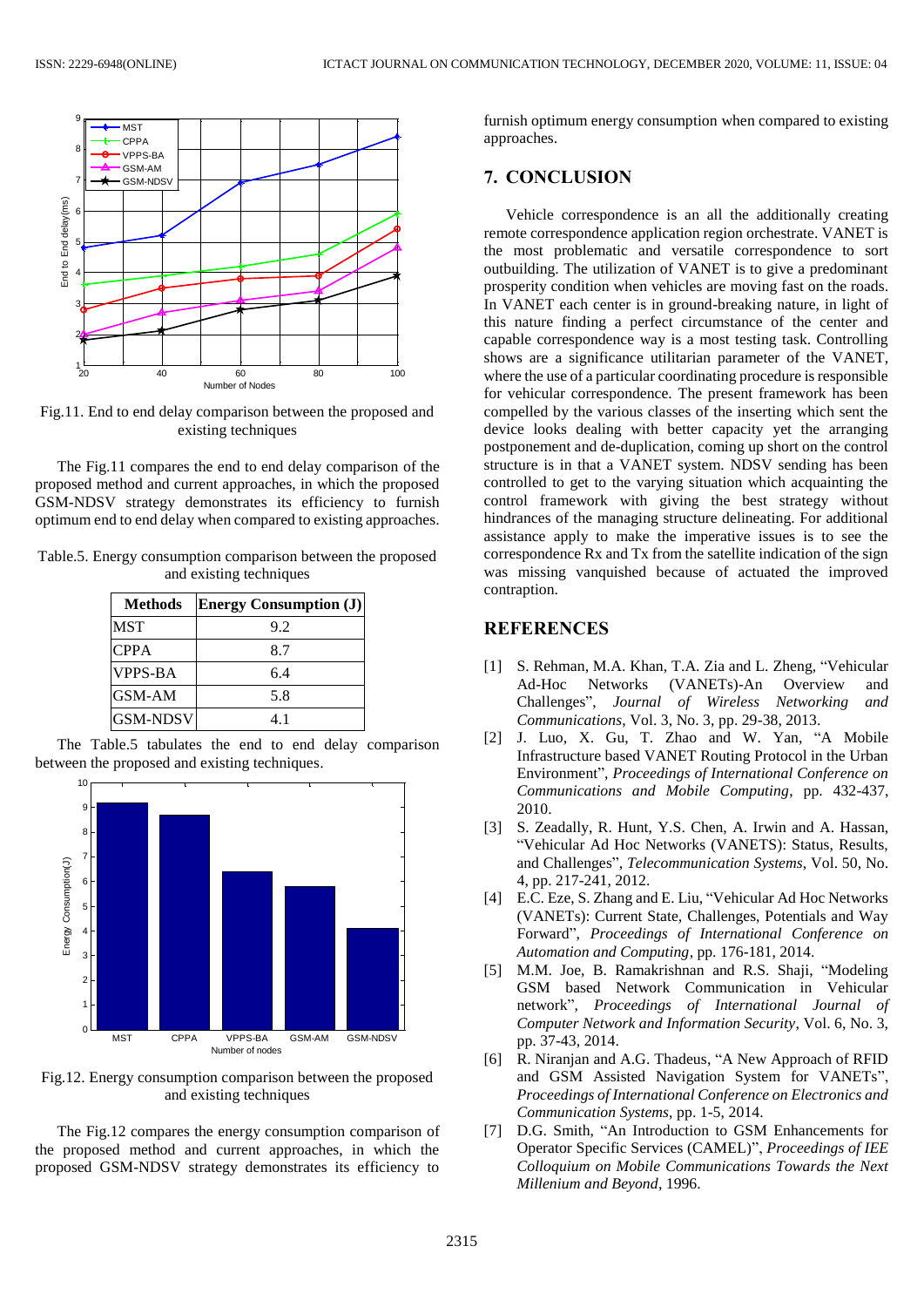Fig.11. End to end delay comparison between the proposed and existing techniques

The Fig.11 compares the end to end delay comparison of the proposed method and current approaches, in which the proposed GSM-NDSV strategy demonstrates its efficiency to furnish optimum end to end delay when compared to existing approaches.

Table.5. Energy consumption comparison between the proposed and existing techniques

| Methods | Energy Consumption (J) |
|---|---|
| MST | 9.2 |
| CPPA | 8.7 |
| VPPS-BA | 6.4 |
| GSM-AM | 5.8 |
| GSM-NDSV | 4.1 |

The Table.5 tabulates the end to end delay comparison between the proposed and existing techniques.

Fig.12. Energy consumption comparison between the proposed and existing techniques

The Fig.12 compares the energy consumption comparison of the proposed method and current approaches, in which the proposed GSM-NDSV strategy demonstrates its efficiency to furnish optimum energy consumption when compared to existing approaches.

## 7. CONCLUSION

Vehicle correspondence is an all the additionally creating remote correspondence application region orchestrate. VANET is the most problematic and versatile correspondence to sort outbuilding. The utilization of VANET is to give a predominant prosperity condition when vehicles are moving fast on the roads. In VANET each center is in ground-breaking nature, in light of this nature finding a perfect circumstance of the center and capable correspondence way is a most testing task. Controlling shows are a significance utilitarian parameter of the VANET, where the use of a particular coordinating procedure is responsible for vehicular correspondence. The present framework has been compelled by the various classes of the inserting which sent the device looks dealing with better capacity yet the arranging postponement and de-duplication, coming up short on the control structure is in that a VANET system. NDSV sending has been controlled to get to the varying situation which acquainting the control framework with giving the best strategy without hindrances of the managing structure delineating. For additional assistance apply to make the imperative issues is to see the correspondence Rx and Tx from the satellite indication of the sign was missing vanquished because of actuated the improved contraption.

## REFERENCES

[1] S. Rehman, M.A. Khan, T.A. Zia and L. Zheng, "Vehicular Ad-Hoc Networks (VANETs)-An Overview and Challenges", *Journal of Wireless Networking and Communications*, Vol. 3, No. 3, pp. 29-38, 2013.

[2] J. Luo, X. Gu, T. Zhao and W. Yan, "A Mobile Infrastructure based VANET Routing Protocol in the Urban Environment", *Proceedings of International Conference on Communications and Mobile Computing*, pp. 432-437, 2010.

[3] S. Zeadally, R. Hunt, Y.S. Chen, A. Irwin and A. Hassan, "Vehicular Ad Hoc Networks (VANETS): Status, Results, and Challenges", *Telecommunication Systems*, Vol. 50, No. 4, pp. 217-241, 2012.

[4] E.C. Eze, S. Zhang and E. Liu, "Vehicular Ad Hoc Networks (VANETs): Current State, Challenges, Potentials and Way Forward", *Proceedings of International Conference on Automation and Computing*, pp. 176-181, 2014.

[5] M.M. Joe, B. Ramakrishnan and R.S. Shaji, "Modeling GSM based Network Communication in Vehicular network", *Proceedings of International Journal of Computer Network and Information Security*, Vol. 6, No. 3, pp. 37-43, 2014.

[6] R. Niranjan and A.G. Thadeus, "A New Approach of RFID and GSM Assisted Navigation System for VANETs", *Proceedings of International Conference on Electronics and Communication Systems*, pp. 1-5, 2014.

[7] D.G. Smith, "An Introduction to GSM Enhancements for Operator Specific Services (CAMEL)", *Proceedings of IEE Colloquium on Mobile Communications Towards the Next Millenium and Beyond*, 1996.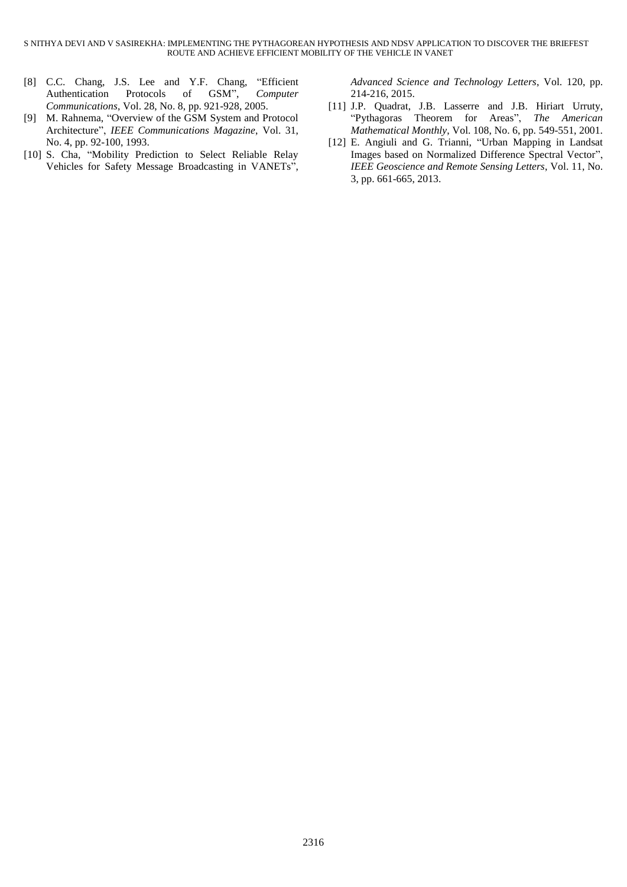[8] C.C. Chang, J.S. Lee and Y.F. Chang, “Efficient Authentication Protocols of GSM”, *Computer Communications*, Vol. 28, No. 8, pp. 921-928, 2005.

[9] M. Rahnema, “Overview of the GSM System and Protocol Architecture”, *IEEE Communications Magazine*, Vol. 31, No. 4, pp. 92-100, 1993.

[10] S. Cha, “Mobility Prediction to Select Reliable Relay Vehicles for Safety Message Broadcasting in VANETs”, *Advanced Science and Technology Letters*, Vol. 120, pp. 214-216, 2015.

[11] J.P. Quadrat, J.B. Lasserre and J.B. Hiriart Urruty, “Pythagoras Theorem for Areas”, *The American Mathematical Monthly*, Vol. 108, No. 6, pp. 549-551, 2001.

[12] E. Angiuli and G. Trianni, “Urban Mapping in Landsat Images based on Normalized Difference Spectral Vector”, *IEEE Geoscience and Remote Sensing Letters*, Vol. 11, No. 3, pp. 661-665, 2013.